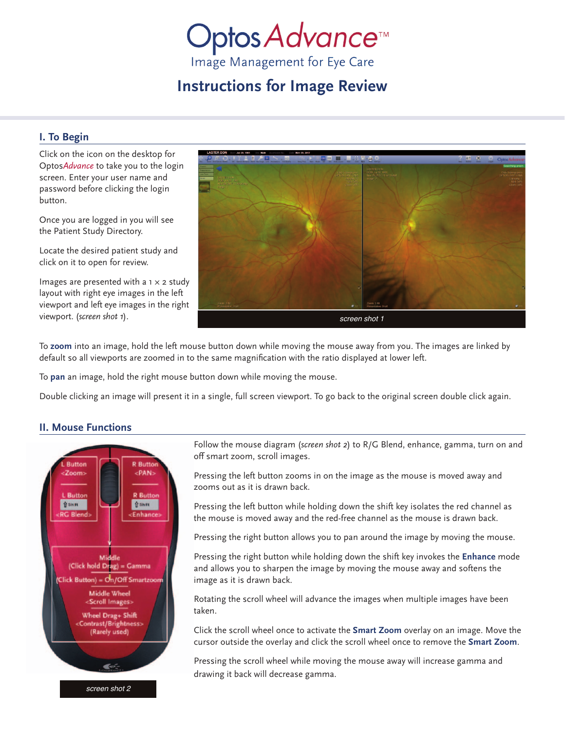# OptosAdvance™

Image Management for Eye Care

## Instructions for Image Review

### I. To Begin

Click on the icon on the desktop for Optos*Advance* to take you to the login screen. Enter your user name and password before clicking the login button.

Once you are logged in you will see the Patient Study Directory.

Locate the desired patient study and click on it to open for review.

Images are presented with a 1 × 2 study layout with right eye images in the left viewport and left eye images in the right viewport. (*screen shot 1*).

*screen shot 1*

To **zoom** into an image, hold the left mouse button down while moving the mouse away from you. The images are linked by default so all viewports are zoomed in to the same magnification with the ratio displayed at lower left.

To **pan** an image, hold the right mouse button down while moving the mouse.

Double clicking an image will present it in a single, full screen viewport. To go back to the original screen double click again.

### II. Mouse Functions

*screen shot 2*

Follow the mouse diagram (*screen shot 2*) to R/G Blend, enhance, gamma, turn on and off smart zoom, scroll images.

Pressing the left button zooms in on the image as the mouse is moved away and zooms out as it is drawn back.

Pressing the left button while holding down the shift key isolates the red channel as the mouse is moved away and the red-free channel as the mouse is drawn back.

Pressing the right button allows you to pan around the image by moving the mouse.

Pressing the right button while holding down the shift key invokes the **Enhance** mode and allows you to sharpen the image by moving the mouse away and softens the image as it is drawn back.

Rotating the scroll wheel will advance the images when multiple images have been taken.

Click the scroll wheel once to activate the **Smart Zoom** overlay on an image. Move the cursor outside the overlay and click the scroll wheel once to remove the **Smart Zoom**.

Pressing the scroll wheel while moving the mouse away will increase gamma and drawing it back will decrease gamma.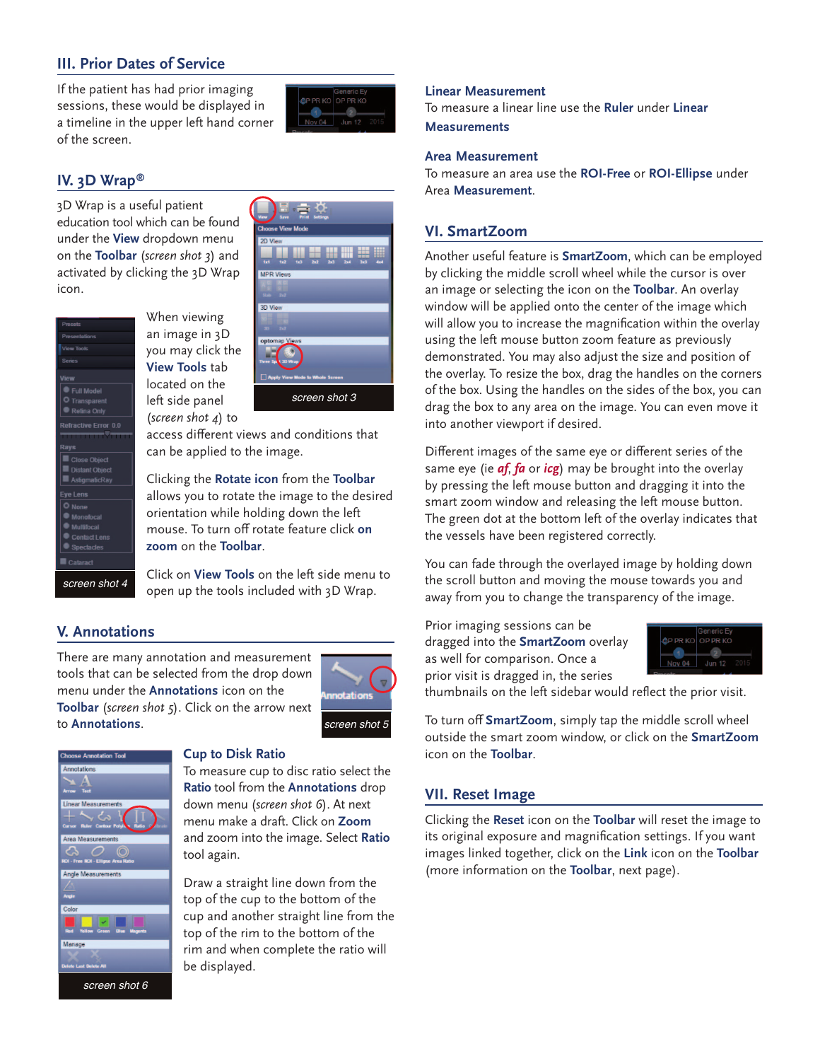## III. Prior Dates of Service

If the patient has had prior imaging sessions, these would be displayed in a timeline in the upper left hand corner of the screen.

## IV. 3D Wrap®

3D Wrap is a useful patient education tool which can be found under the **View** dropdown menu on the **Toolbar** (*screen shot 3*) and activated by clicking the 3D Wrap icon.

screen shot 3

When viewing an image in 3D you may click the **View Tools** tab located on the left side panel (*screen shot 4*) to access different views and conditions that can be applied to the image.

screen shot 4

Clicking the **Rotate icon** from the **Toolbar** allows you to rotate the image to the desired orientation while holding down the left mouse. To turn off rotate feature click **on zoom** on the **Toolbar**.

Click on **View Tools** on the left side menu to open up the tools included with 3D Wrap.

## V. Annotations

There are many annotation and measurement tools that can be selected from the drop down menu under the **Annotations** icon on the **Toolbar** (*screen shot 5*). Click on the arrow next to **Annotations**.

screen shot 5

### Cup to Disk Ratio

To measure cup to disc ratio select the **Ratio** tool from the **Annotations** drop down menu (*screen shot 6*). At next menu make a draft. Click on **Zoom** and zoom into the image. Select **Ratio** tool again.

Draw a straight line down from the top of the cup to the bottom of the cup and another straight line from the top of the rim to the bottom of the rim and when complete the ratio will be displayed.

screen shot 6

### Linear Measurement

To measure a linear line use the **Ruler** under **Linear Measurements**

### Area Measurement

To measure an area use the **ROI-Free** or **ROI-Ellipse** under Area **Measurement**.

## VI. SmartZoom

Another useful feature is **SmartZoom**, which can be employed by clicking the middle scroll wheel while the cursor is over an image or selecting the icon on the **Toolbar**. An overlay window will be applied onto the center of the image which will allow you to increase the magnification within the overlay using the left mouse button zoom feature as previously demonstrated. You may also adjust the size and position of the overlay. To resize the box, drag the handles on the corners of the box. Using the handles on the sides of the box, you can drag the box to any area on the image. You can even move it into another viewport if desired.

Different images of the same eye or different series of the same eye (ie ***af***, ***fa*** or ***icg***) may be brought into the overlay by pressing the left mouse button and dragging it into the smart zoom window and releasing the left mouse button. The green dot at the bottom left of the overlay indicates that the vessels have been registered correctly.

You can fade through the overlayed image by holding down the scroll button and moving the mouse towards you and away from you to change the transparency of the image.

Prior imaging sessions can be dragged into the **SmartZoom** overlay as well for comparison. Once a prior visit is dragged in, the series thumbnails on the left sidebar would reflect the prior visit.

To turn off **SmartZoom**, simply tap the middle scroll wheel outside the smart zoom window, or click on the **SmartZoom** icon on the **Toolbar**.

## VII. Reset Image

Clicking the **Reset** icon on the **Toolbar** will reset the image to its original exposure and magnification settings. If you want images linked together, click on the **Link** icon on the **Toolbar** (more information on the **Toolbar**, next page).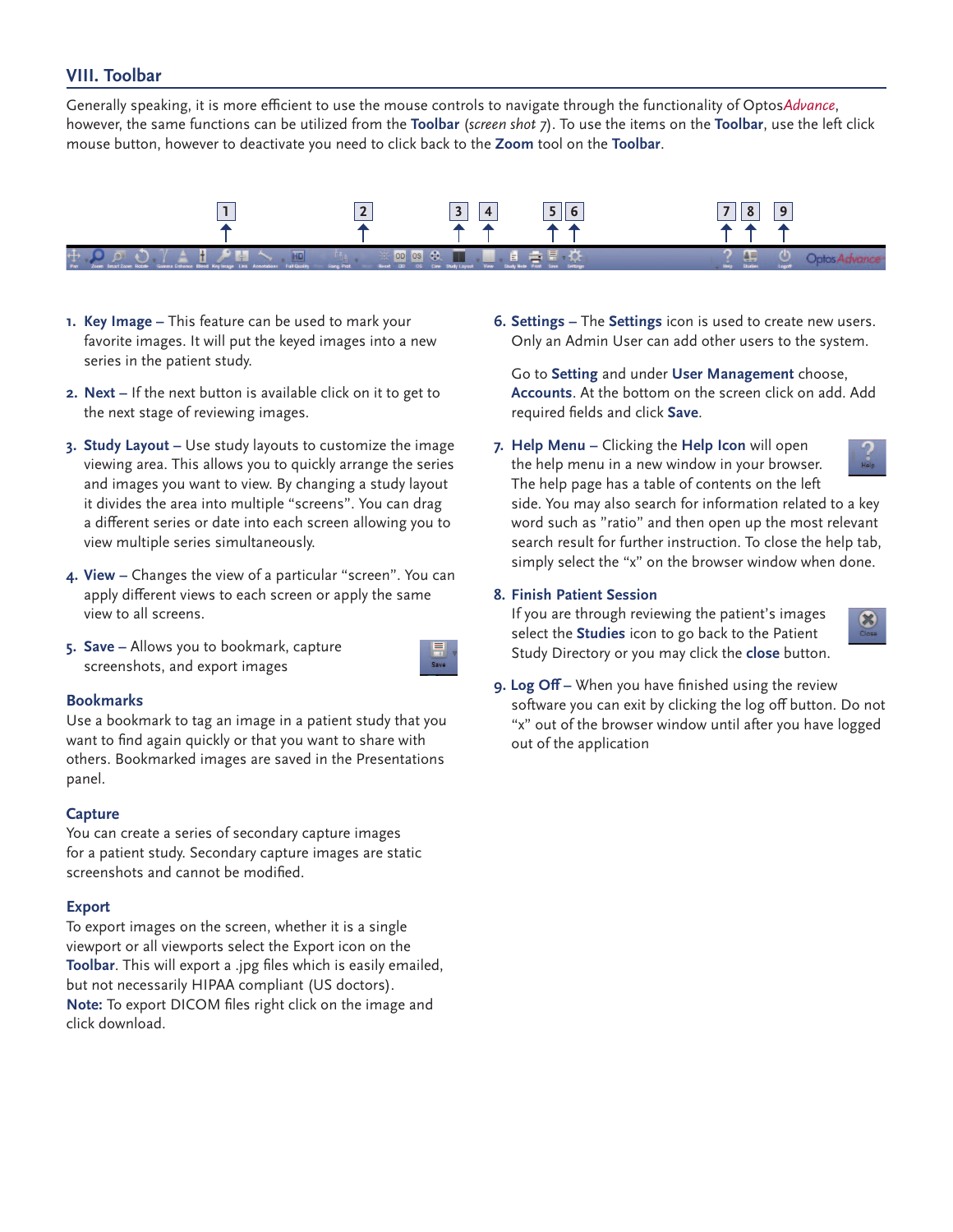## VIII. Toolbar

Generally speaking, it is more efficient to use the mouse controls to navigate through the functionality of Optos*Advance*, however, the same functions can be utilized from the **Toolbar** (*screen shot 7*). To use the items on the **Toolbar**, use the left click mouse button, however to deactivate you need to click back to the **Zoom** tool on the **Toolbar**.

1. **Key Image** – This feature can be used to mark your favorite images. It will put the keyed images into a new series in the patient study.
2. **Next** – If the next button is available click on it to get to the next stage of reviewing images.
3. **Study Layout** – Use study layouts to customize the image viewing area. This allows you to quickly arrange the series and images you want to view. By changing a study layout it divides the area into multiple "screens". You can drag a different series or date into each screen allowing you to view multiple series simultaneously.
4. **View** – Changes the view of a particular "screen". You can apply different views to each screen or apply the same view to all screens.
5. **Save** – Allows you to bookmark, capture screenshots, and export images

### Bookmarks

Use a bookmark to tag an image in a patient study that you want to find again quickly or that you want to share with others. Bookmarked images are saved in the Presentations panel.

### Capture

You can create a series of secondary capture images for a patient study. Secondary capture images are static screenshots and cannot be modified.

### Export

To export images on the screen, whether it is a single viewport or all viewports select the Export icon on the **Toolbar**. This will export a .jpg files which is easily emailed, but not necessarily HIPAA compliant (US doctors).
**Note:** To export DICOM files right click on the image and click download.

6. **Settings** – The **Settings** icon is used to create new users. Only an Admin User can add other users to the system.

   Go to **Setting** and under **User Management** choose, **Accounts**. At the bottom on the screen click on add. Add required fields and click **Save**.

7. **Help Menu** – Clicking the **Help Icon** will open the help menu in a new window in your browser. The help page has a table of contents on the left side. You may also search for information related to a key word such as "ratio" and then open up the most relevant search result for further instruction. To close the help tab, simply select the "x" on the browser window when done.
8. **Finish Patient Session**
   If you are through reviewing the patient's images select the **Studies** icon to go back to the Patient Study Directory or you may click the **close** button.
9. **Log Off** – When you have finished using the review software you can exit by clicking the log off button. Do not "x" out of the browser window until after you have logged out of the application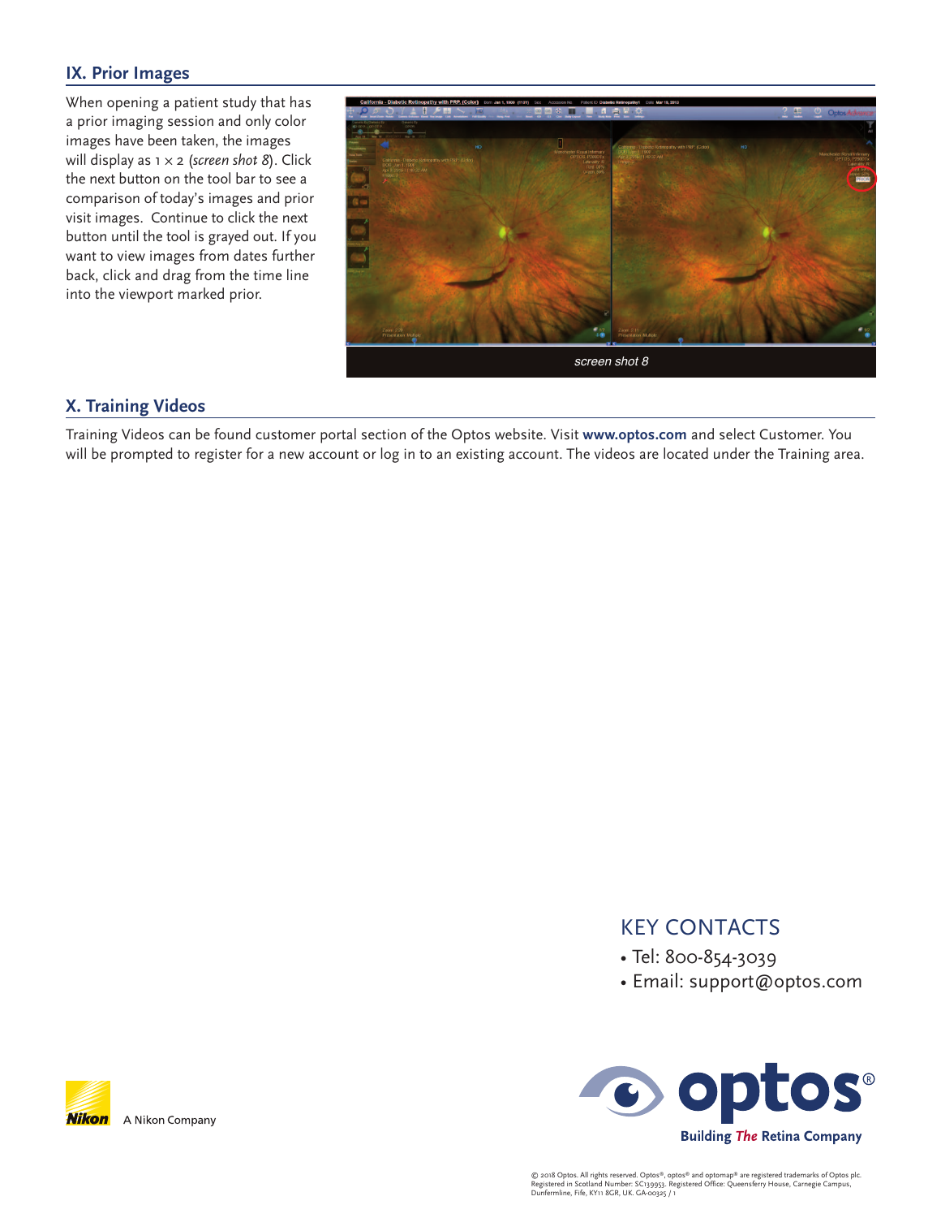## IX. Prior Images

When opening a patient study that has a prior imaging session and only color images have been taken, the images will display as 1 × 2 (*screen shot 8*). Click the next button on the tool bar to see a comparison of today's images and prior visit images. Continue to click the next button until the tool is grayed out. If you want to view images from dates further back, click and drag from the time line into the viewport marked prior.

*screen shot 8*

## X. Training Videos

Training Videos can be found customer portal section of the Optos website. Visit **www.optos.com** and select Customer. You will be prompted to register for a new account or log in to an existing account. The videos are located under the Training area.

### KEY CONTACTS

- Tel: 800-854-3039
- Email: support@optos.com

Nikon A Nikon Company

optos® Building *The* Retina Company

© 2018 Optos. All rights reserved. Optos®, optos® and optomap® are registered trademarks of Optos plc. Registered in Scotland Number: SC139953. Registered Office: Queensferry House, Carnegie Campus, Dunfermline, Fife, KY11 8GR, UK. GA-00325 / 1